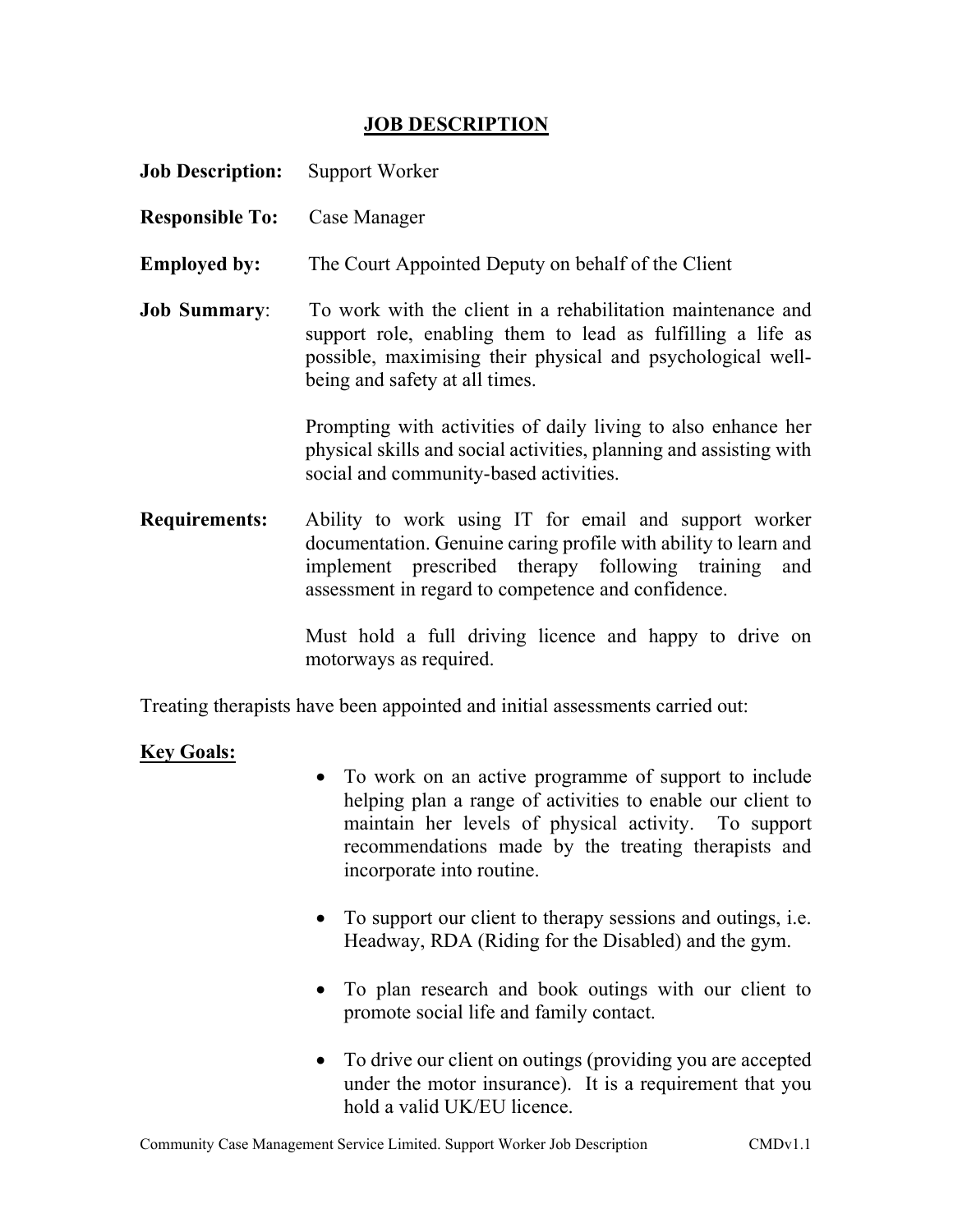# JOB DESCRIPTION

**Job Description:** Support Worker

**Responsible To:** Case Manager

**Employed by:** The Court Appointed Deputy on behalf of the Client

**Job Summary**: To work with the client in a rehabilitation maintenance and support role, enabling them to lead as fulfilling a life as possible, maximising their physical and psychological well-being and safety at all times.

Prompting with activities of daily living to also enhance her physical skills and social activities, planning and assisting with social and community-based activities.

**Requirements:** Ability to work using IT for email and support worker documentation. Genuine caring profile with ability to learn and implement prescribed therapy following training and assessment in regard to competence and confidence.

Must hold a full driving licence and happy to drive on motorways as required.

Treating therapists have been appointed and initial assessments carried out:

**Key Goals:**

- To work on an active programme of support to include helping plan a range of activities to enable our client to maintain her levels of physical activity. To support recommendations made by the treating therapists and incorporate into routine.
- To support our client to therapy sessions and outings, i.e. Headway, RDA (Riding for the Disabled) and the gym.
- To plan research and book outings with our client to promote social life and family contact.
- To drive our client on outings (providing you are accepted under the motor insurance). It is a requirement that you hold a valid UK/EU licence.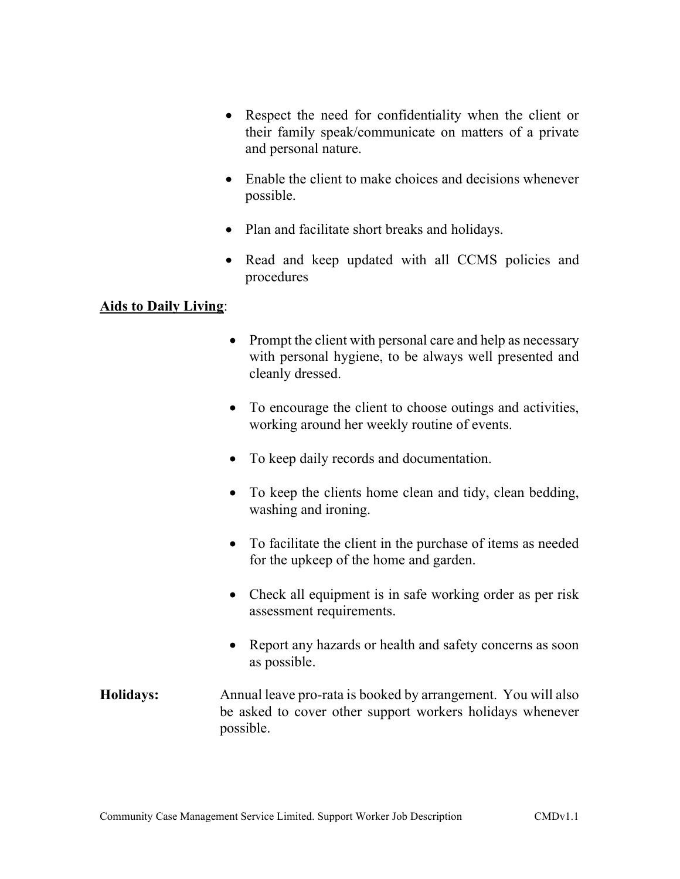- Respect the need for confidentiality when the client or their family speak/communicate on matters of a private and personal nature.
- Enable the client to make choices and decisions whenever possible.
- Plan and facilitate short breaks and holidays.
- Read and keep updated with all CCMS policies and procedures

**Aids to Daily Living**:

- Prompt the client with personal care and help as necessary with personal hygiene, to be always well presented and cleanly dressed.
- To encourage the client to choose outings and activities, working around her weekly routine of events.
- To keep daily records and documentation.
- To keep the clients home clean and tidy, clean bedding, washing and ironing.
- To facilitate the client in the purchase of items as needed for the upkeep of the home and garden.
- Check all equipment is in safe working order as per risk assessment requirements.
- Report any hazards or health and safety concerns as soon as possible.

**Holidays:** Annual leave pro-rata is booked by arrangement. You will also be asked to cover other support workers holidays whenever possible.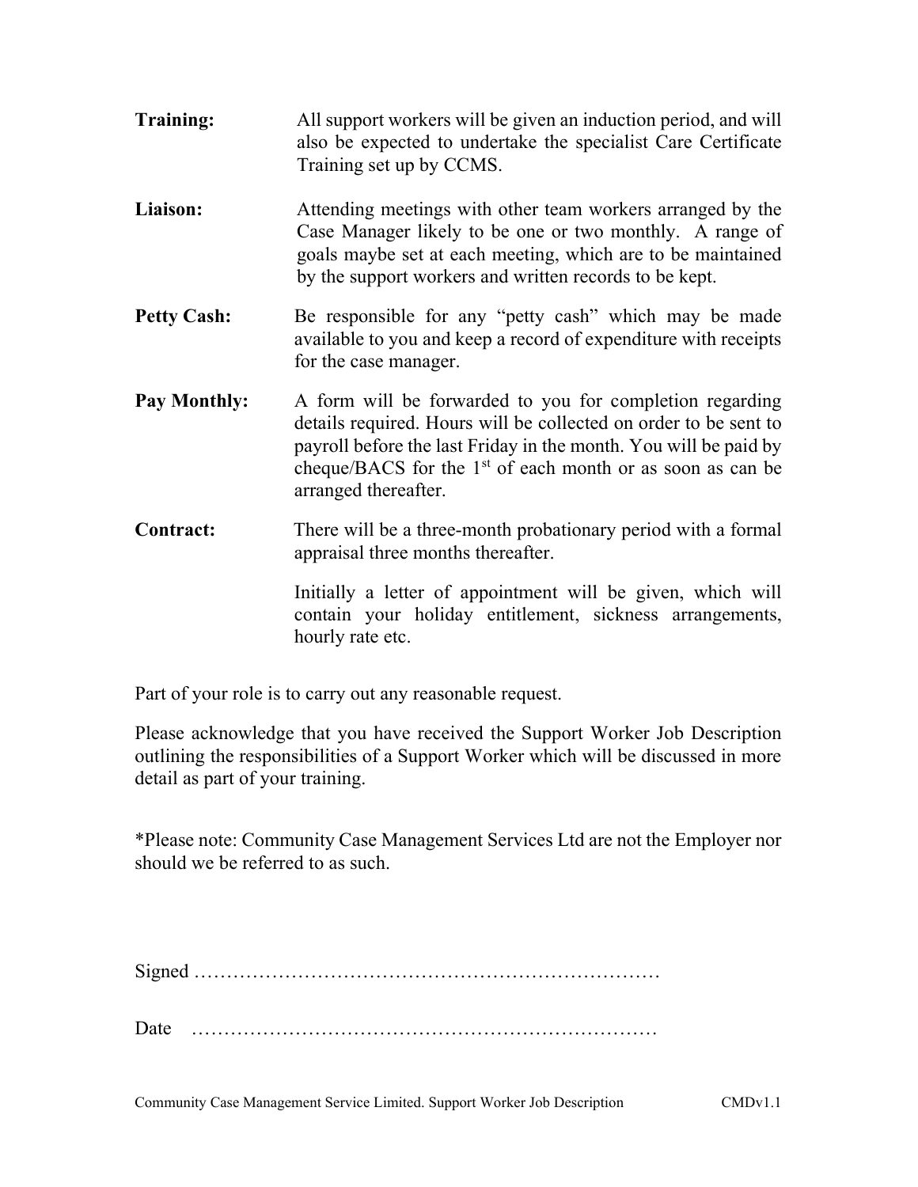**Training:** All support workers will be given an induction period, and will also be expected to undertake the specialist Care Certificate Training set up by CCMS.

**Liaison:** Attending meetings with other team workers arranged by the Case Manager likely to be one or two monthly. A range of goals maybe set at each meeting, which are to be maintained by the support workers and written records to be kept.

**Petty Cash:** Be responsible for any "petty cash" which may be made available to you and keep a record of expenditure with receipts for the case manager.

**Pay Monthly:** A form will be forwarded to you for completion regarding details required. Hours will be collected on order to be sent to payroll before the last Friday in the month. You will be paid by cheque/BACS for the 1st of each month or as soon as can be arranged thereafter.

**Contract:** There will be a three-month probationary period with a formal appraisal three months thereafter.

Initially a letter of appointment will be given, which will contain your holiday entitlement, sickness arrangements, hourly rate etc.

Part of your role is to carry out any reasonable request.

Please acknowledge that you have received the Support Worker Job Description outlining the responsibilities of a Support Worker which will be discussed in more detail as part of your training.

*Please note: Community Case Management Services Ltd are not the Employer nor should we be referred to as such.

Signed ………………………………………………………………

Date ………………………………………………………………